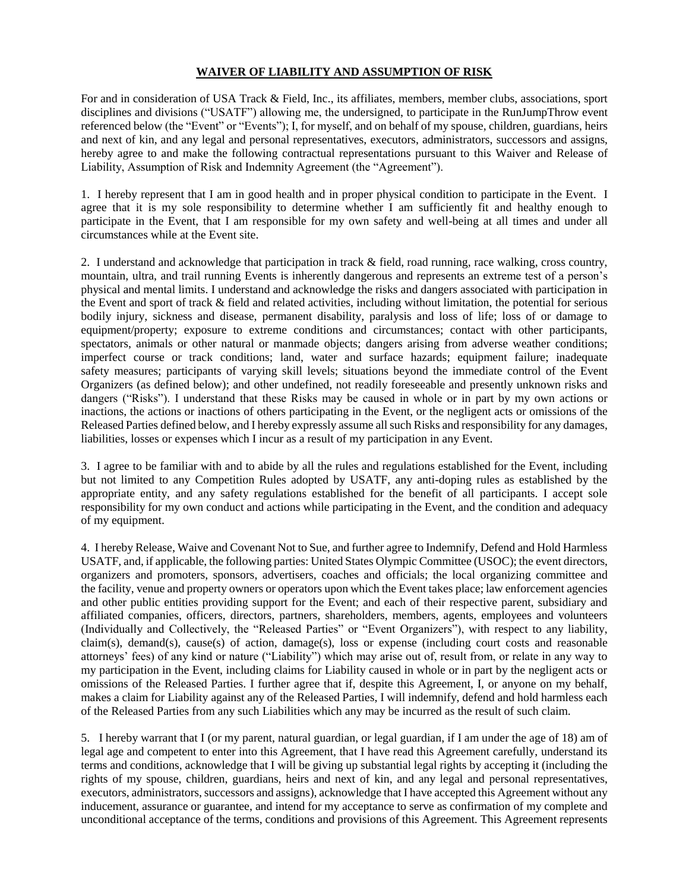# WAIVER OF LIABILITY AND ASSUMPTION OF RISK

For and in consideration of USA Track & Field, Inc., its affiliates, members, member clubs, associations, sport disciplines and divisions ("USATF") allowing me, the undersigned, to participate in the RunJumpThrow event referenced below (the "Event" or "Events"); I, for myself, and on behalf of my spouse, children, guardians, heirs and next of kin, and any legal and personal representatives, executors, administrators, successors and assigns, hereby agree to and make the following contractual representations pursuant to this Waiver and Release of Liability, Assumption of Risk and Indemnity Agreement (the "Agreement").

1. I hereby represent that I am in good health and in proper physical condition to participate in the Event. I agree that it is my sole responsibility to determine whether I am sufficiently fit and healthy enough to participate in the Event, that I am responsible for my own safety and well-being at all times and under all circumstances while at the Event site.

2. I understand and acknowledge that participation in track & field, road running, race walking, cross country, mountain, ultra, and trail running Events is inherently dangerous and represents an extreme test of a person's physical and mental limits. I understand and acknowledge the risks and dangers associated with participation in the Event and sport of track & field and related activities, including without limitation, the potential for serious bodily injury, sickness and disease, permanent disability, paralysis and loss of life; loss of or damage to equipment/property; exposure to extreme conditions and circumstances; contact with other participants, spectators, animals or other natural or manmade objects; dangers arising from adverse weather conditions; imperfect course or track conditions; land, water and surface hazards; equipment failure; inadequate safety measures; participants of varying skill levels; situations beyond the immediate control of the Event Organizers (as defined below); and other undefined, not readily foreseeable and presently unknown risks and dangers ("Risks"). I understand that these Risks may be caused in whole or in part by my own actions or inactions, the actions or inactions of others participating in the Event, or the negligent acts or omissions of the Released Parties defined below, and I hereby expressly assume all such Risks and responsibility for any damages, liabilities, losses or expenses which I incur as a result of my participation in any Event.

3. I agree to be familiar with and to abide by all the rules and regulations established for the Event, including but not limited to any Competition Rules adopted by USATF, any anti-doping rules as established by the appropriate entity, and any safety regulations established for the benefit of all participants. I accept sole responsibility for my own conduct and actions while participating in the Event, and the condition and adequacy of my equipment.

4. I hereby Release, Waive and Covenant Not to Sue, and further agree to Indemnify, Defend and Hold Harmless USATF, and, if applicable, the following parties: United States Olympic Committee (USOC); the event directors, organizers and promoters, sponsors, advertisers, coaches and officials; the local organizing committee and the facility, venue and property owners or operators upon which the Event takes place; law enforcement agencies and other public entities providing support for the Event; and each of their respective parent, subsidiary and affiliated companies, officers, directors, partners, shareholders, members, agents, employees and volunteers (Individually and Collectively, the "Released Parties" or "Event Organizers"), with respect to any liability, claim(s), demand(s), cause(s) of action, damage(s), loss or expense (including court costs and reasonable attorneys' fees) of any kind or nature ("Liability") which may arise out of, result from, or relate in any way to my participation in the Event, including claims for Liability caused in whole or in part by the negligent acts or omissions of the Released Parties. I further agree that if, despite this Agreement, I, or anyone on my behalf, makes a claim for Liability against any of the Released Parties, I will indemnify, defend and hold harmless each of the Released Parties from any such Liabilities which any may be incurred as the result of such claim.

5. I hereby warrant that I (or my parent, natural guardian, or legal guardian, if I am under the age of 18) am of legal age and competent to enter into this Agreement, that I have read this Agreement carefully, understand its terms and conditions, acknowledge that I will be giving up substantial legal rights by accepting it (including the rights of my spouse, children, guardians, heirs and next of kin, and any legal and personal representatives, executors, administrators, successors and assigns), acknowledge that I have accepted this Agreement without any inducement, assurance or guarantee, and intend for my acceptance to serve as confirmation of my complete and unconditional acceptance of the terms, conditions and provisions of this Agreement. This Agreement represents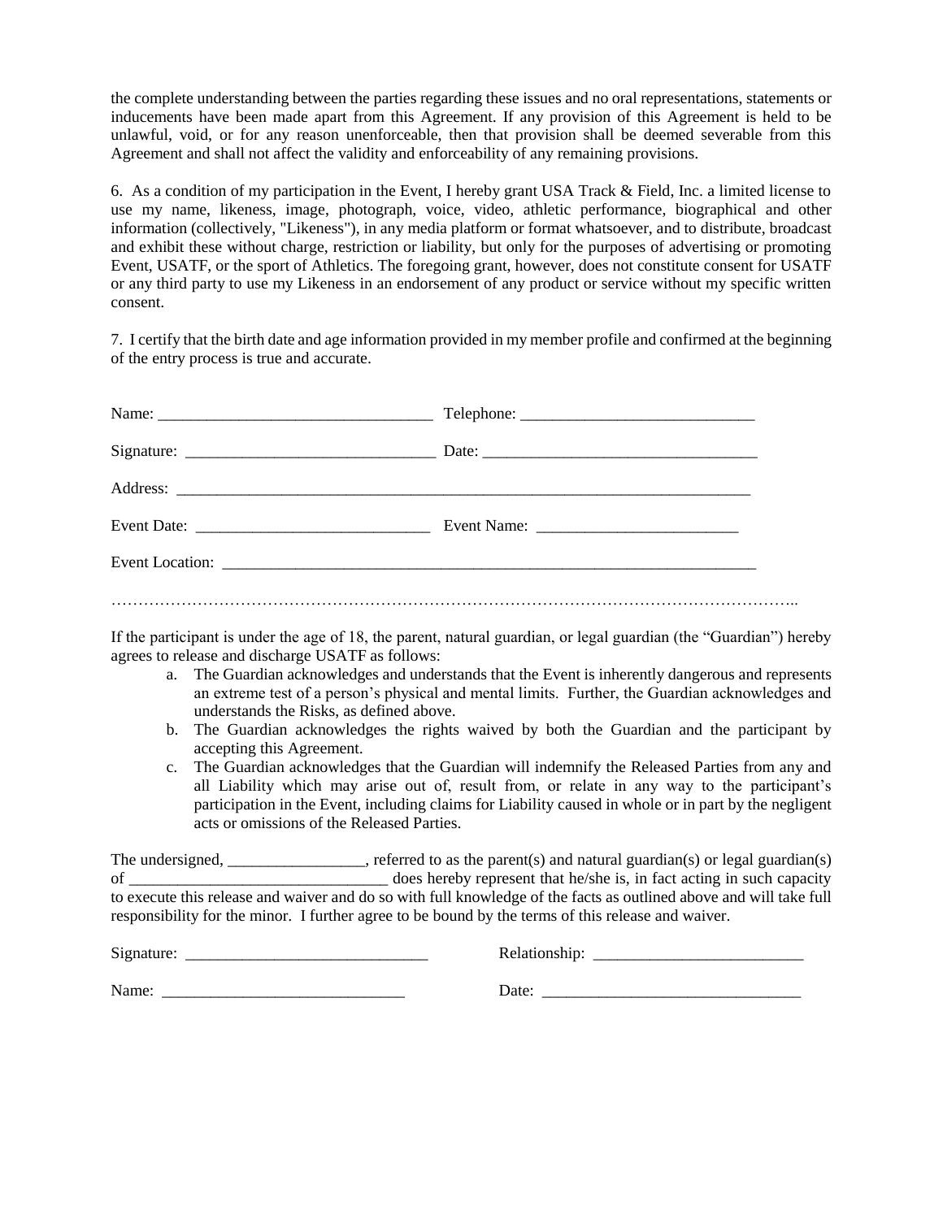the complete understanding between the parties regarding these issues and no oral representations, statements or inducements have been made apart from this Agreement. If any provision of this Agreement is held to be unlawful, void, or for any reason unenforceable, then that provision shall be deemed severable from this Agreement and shall not affect the validity and enforceability of any remaining provisions.

6. As a condition of my participation in the Event, I hereby grant USA Track & Field, Inc. a limited license to use my name, likeness, image, photograph, voice, video, athletic performance, biographical and other information (collectively, "Likeness"), in any media platform or format whatsoever, and to distribute, broadcast and exhibit these without charge, restriction or liability, but only for the purposes of advertising or promoting Event, USATF, or the sport of Athletics. The foregoing grant, however, does not constitute consent for USATF or any third party to use my Likeness in an endorsement of any product or service without my specific written consent.

7. I certify that the birth date and age information provided in my member profile and confirmed at the beginning of the entry process is true and accurate.

Name: __________________________________ Telephone: _____________________________

Signature: _______________________________ Date: __________________________________

Address: ___________________________________________________________________________

Event Date: _____________________________ Event Name: _________________________

Event Location: ____________________________________________________________________

………………………………………………………………………………………………………………..

If the participant is under the age of 18, the parent, natural guardian, or legal guardian (the "Guardian") hereby agrees to release and discharge USATF as follows:

a. The Guardian acknowledges and understands that the Event is inherently dangerous and represents an extreme test of a person's physical and mental limits. Further, the Guardian acknowledges and understands the Risks, as defined above.
b. The Guardian acknowledges the rights waived by both the Guardian and the participant by accepting this Agreement.
c. The Guardian acknowledges that the Guardian will indemnify the Released Parties from any and all Liability which may arise out of, result from, or relate in any way to the participant's participation in the Event, including claims for Liability caused in whole or in part by the negligent acts or omissions of the Released Parties.

The undersigned, _________________, referred to as the parent(s) and natural guardian(s) or legal guardian(s) of ________________________________ does hereby represent that he/she is, in fact acting in such capacity to execute this release and waiver and do so with full knowledge of the facts as outlined above and will take full responsibility for the minor. I further agree to be bound by the terms of this release and waiver.

Signature: ______________________________ Relationship: __________________________

Name: ______________________________ Date: ________________________________